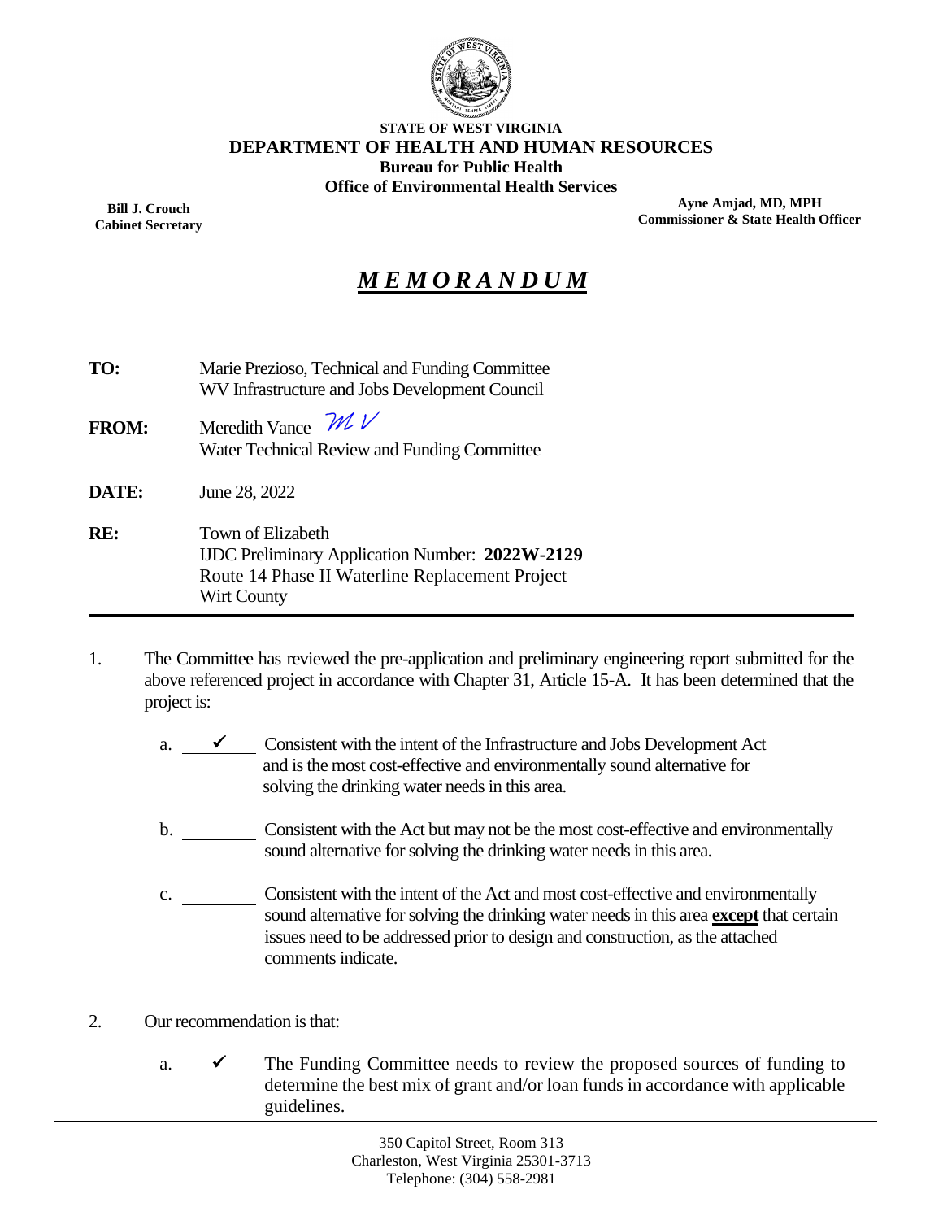**STATE OF WEST VIRGINIA**
**DEPARTMENT OF HEALTH AND HUMAN RESOURCES**
**Bureau for Public Health**
**Office of Environmental Health Services**

**Bill J. Crouch**
**Cabinet Secretary**

**Ayne Amjad, MD, MPH**
**Commissioner & State Health Officer**

# *MEMORANDUM*

**TO:** Marie Prezioso, Technical and Funding Committee
WV Infrastructure and Jobs Development Council

**FROM:** Meredith Vance *MV*
Water Technical Review and Funding Committee

**DATE:** June 28, 2022

**RE:** Town of Elizabeth
IJDC Preliminary Application Number: **2022W-2129**
Route 14 Phase II Waterline Replacement Project
Wirt County

---

1. The Committee has reviewed the pre-application and preliminary engineering report submitted for the above referenced project in accordance with Chapter 31, Article 15-A. It has been determined that the project is:

   a. ✓ Consistent with the intent of the Infrastructure and Jobs Development Act and is the most cost-effective and environmentally sound alternative for solving the drinking water needs in this area.

   b. \_\_\_\_ Consistent with the Act but may not be the most cost-effective and environmentally sound alternative for solving the drinking water needs in this area.

   c. \_\_\_\_ Consistent with the intent of the Act and most cost-effective and environmentally sound alternative for solving the drinking water needs in this area **except** that certain issues need to be addressed prior to design and construction, as the attached comments indicate.

2. Our recommendation is that:

   a. ✓ The Funding Committee needs to review the proposed sources of funding to determine the best mix of grant and/or loan funds in accordance with applicable guidelines.

350 Capitol Street, Room 313
Charleston, West Virginia 25301-3713
Telephone: (304) 558-2981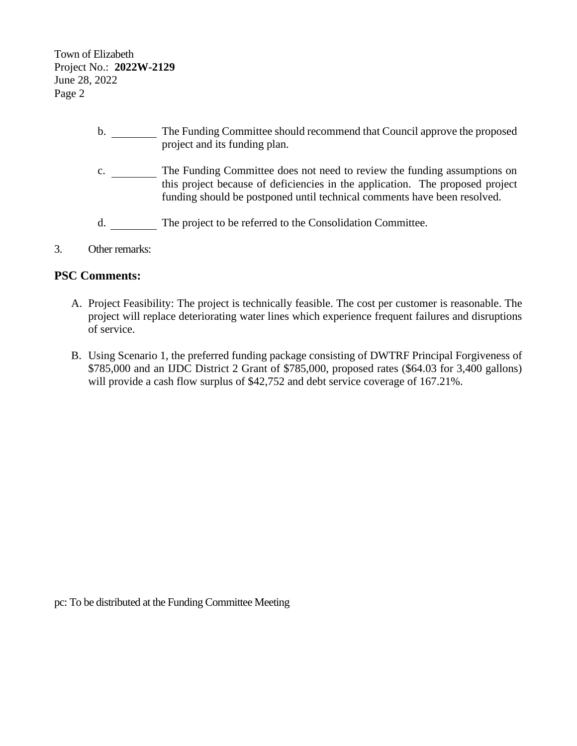b. \_\_\_\_\_\_\_\_ The Funding Committee should recommend that Council approve the proposed project and its funding plan.

c. \_\_\_\_\_\_\_\_ The Funding Committee does not need to review the funding assumptions on this project because of deficiencies in the application. The proposed project funding should be postponed until technical comments have been resolved.

d. \_\_\_\_\_\_\_\_ The project to be referred to the Consolidation Committee.

3. Other remarks:

## PSC Comments:

A. Project Feasibility: The project is technically feasible. The cost per customer is reasonable. The project will replace deteriorating water lines which experience frequent failures and disruptions of service.

B. Using Scenario 1, the preferred funding package consisting of DWTRF Principal Forgiveness of $785,000 and an IJDC District 2 Grant of $785,000, proposed rates ($64.03 for 3,400 gallons) will provide a cash flow surplus of $42,752 and debt service coverage of 167.21%.

pc: To be distributed at the Funding Committee Meeting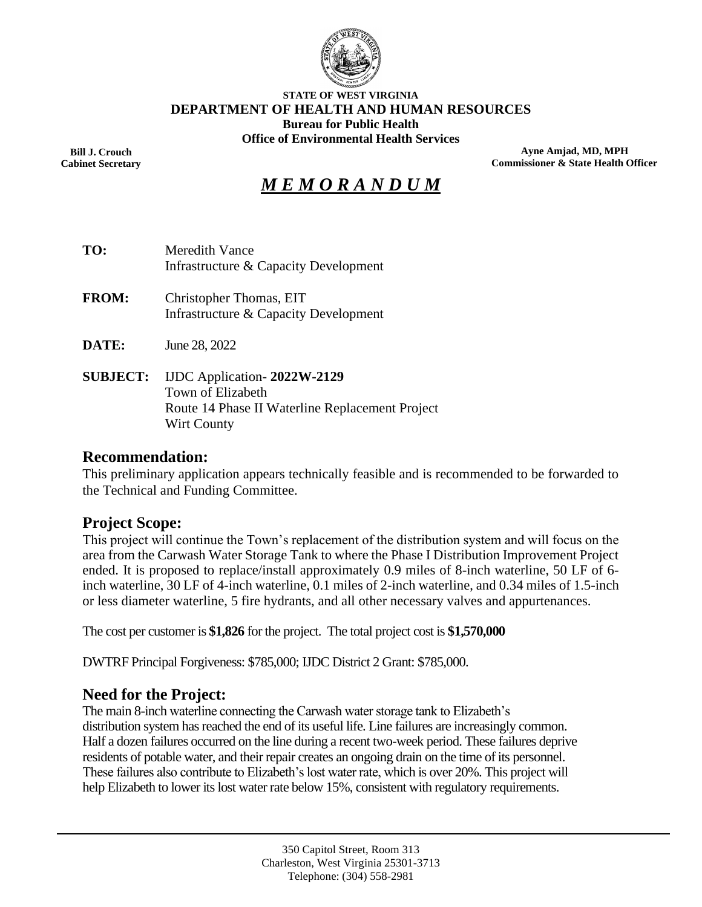**STATE OF WEST VIRGINIA**
**DEPARTMENT OF HEALTH AND HUMAN RESOURCES**
**Bureau for Public Health**
**Office of Environmental Health Services**

**Bill J. Crouch**
**Cabinet Secretary**

**Ayne Amjad, MD, MPH**
**Commissioner & State Health Officer**

# ***M E M O R A N D U M***

**TO:** Meredith Vance
Infrastructure & Capacity Development

**FROM:** Christopher Thomas, EIT
Infrastructure & Capacity Development

**DATE:** June 28, 2022

**SUBJECT:** IJDC Application- **2022W-2129**
Town of Elizabeth
Route 14 Phase II Waterline Replacement Project
Wirt County

## Recommendation:

This preliminary application appears technically feasible and is recommended to be forwarded to the Technical and Funding Committee.

## Project Scope:

This project will continue the Town's replacement of the distribution system and will focus on the area from the Carwash Water Storage Tank to where the Phase I Distribution Improvement Project ended. It is proposed to replace/install approximately 0.9 miles of 8-inch waterline, 50 LF of 6-inch waterline, 30 LF of 4-inch waterline, 0.1 miles of 2-inch waterline, and 0.34 miles of 1.5-inch or less diameter waterline, 5 fire hydrants, and all other necessary valves and appurtenances.

The cost per customer is **$1,826** for the project. The total project cost is **$1,570,000**

DWTRF Principal Forgiveness: $785,000; IJDC District 2 Grant: $785,000.

## Need for the Project:

The main 8-inch waterline connecting the Carwash water storage tank to Elizabeth's distribution system has reached the end of its useful life. Line failures are increasingly common. Half a dozen failures occurred on the line during a recent two-week period. These failures deprive residents of potable water, and their repair creates an ongoing drain on the time of its personnel. These failures also contribute to Elizabeth's lost water rate, which is over 20%. This project will help Elizabeth to lower its lost water rate below 15%, consistent with regulatory requirements.

350 Capitol Street, Room 313
Charleston, West Virginia 25301-3713
Telephone: (304) 558-2981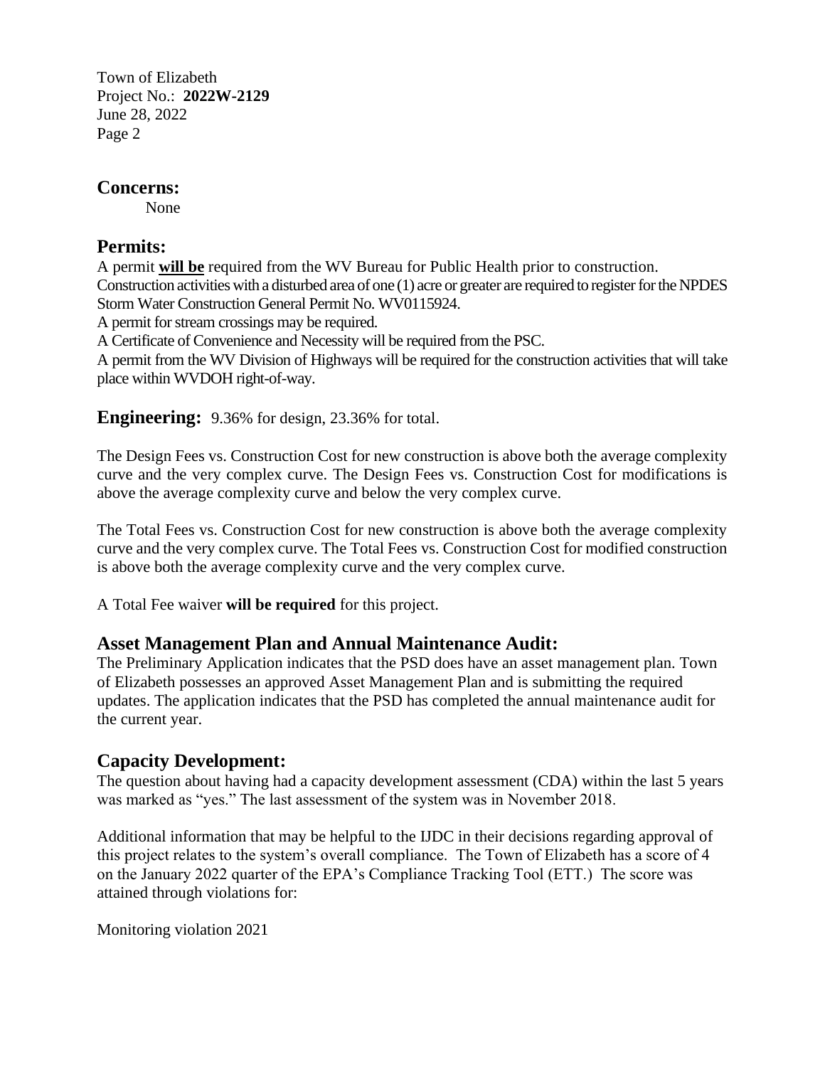## Concerns:

None

## Permits:

A permit **will be** required from the WV Bureau for Public Health prior to construction.
Construction activities with a disturbed area of one (1) acre or greater are required to register for the NPDES Storm Water Construction General Permit No. WV0115924.
A permit for stream crossings may be required.
A Certificate of Convenience and Necessity will be required from the PSC.
A permit from the WV Division of Highways will be required for the construction activities that will take place within WVDOH right-of-way.

## Engineering: 9.36% for design, 23.36% for total.

The Design Fees vs. Construction Cost for new construction is above both the average complexity curve and the very complex curve. The Design Fees vs. Construction Cost for modifications is above the average complexity curve and below the very complex curve.

The Total Fees vs. Construction Cost for new construction is above both the average complexity curve and the very complex curve. The Total Fees vs. Construction Cost for modified construction is above both the average complexity curve and the very complex curve.

A Total Fee waiver **will be required** for this project.

## Asset Management Plan and Annual Maintenance Audit:

The Preliminary Application indicates that the PSD does have an asset management plan. Town of Elizabeth possesses an approved Asset Management Plan and is submitting the required updates. The application indicates that the PSD has completed the annual maintenance audit for the current year.

## Capacity Development:

The question about having had a capacity development assessment (CDA) within the last 5 years was marked as "yes." The last assessment of the system was in November 2018.

Additional information that may be helpful to the IJDC in their decisions regarding approval of this project relates to the system's overall compliance. The Town of Elizabeth has a score of 4 on the January 2022 quarter of the EPA's Compliance Tracking Tool (ETT.) The score was attained through violations for:

Monitoring violation 2021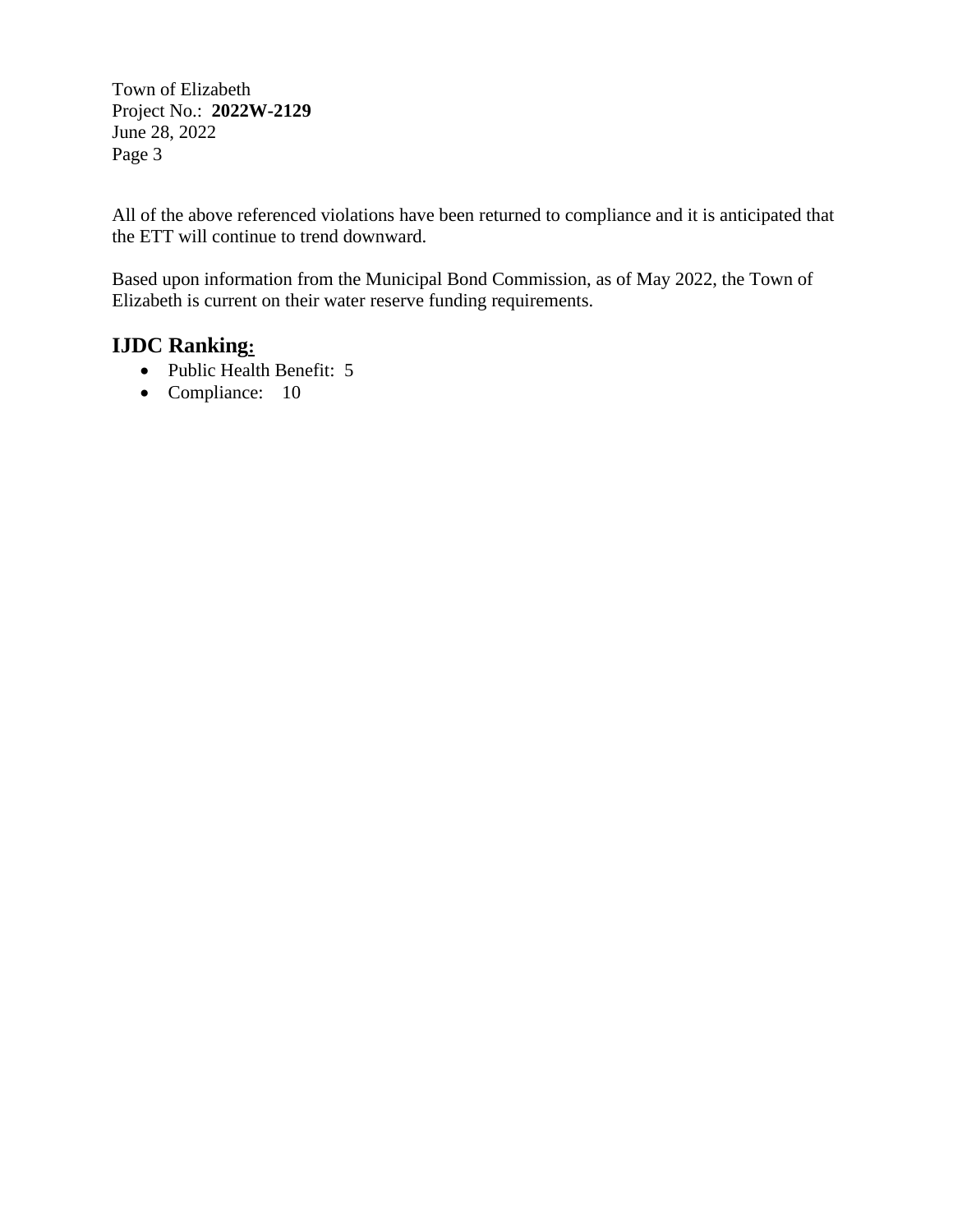All of the above referenced violations have been returned to compliance and it is anticipated that the ETT will continue to trend downward.

Based upon information from the Municipal Bond Commission, as of May 2022, the Town of Elizabeth is current on their water reserve funding requirements.

## IJDC Ranking:

- Public Health Benefit: 5
- Compliance: 10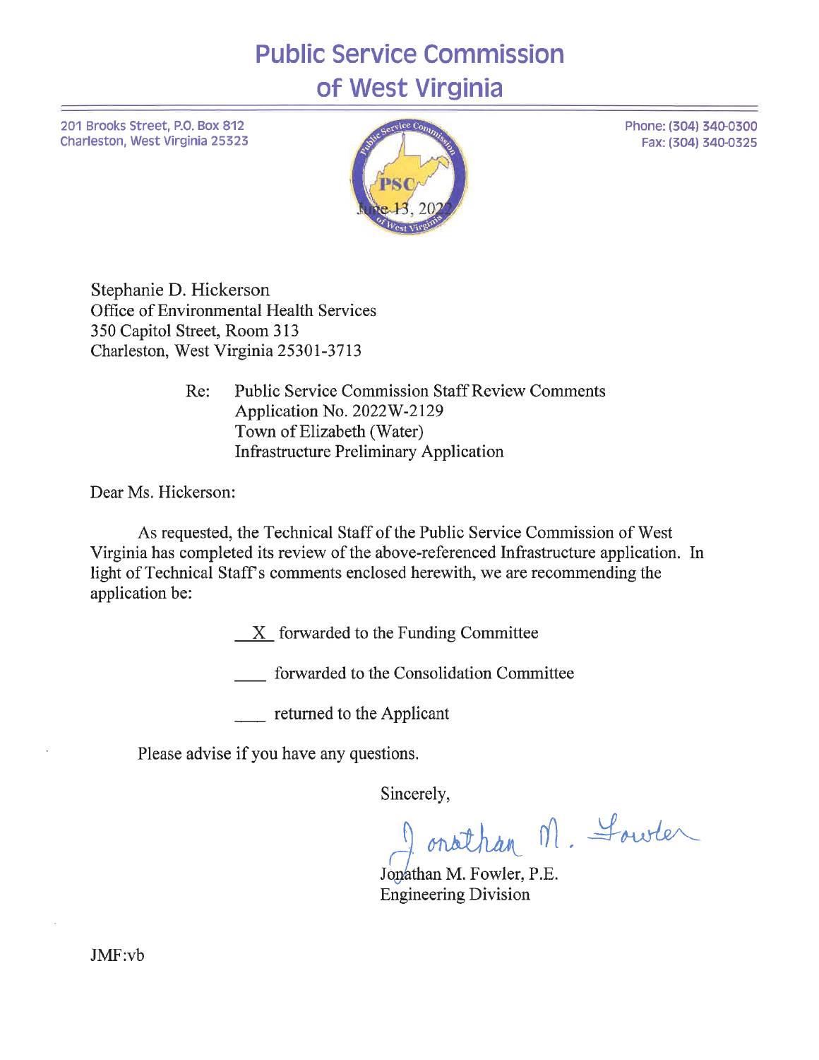# Public Service Commission of West Virginia

201 Brooks Street, P.O. Box 812
Charleston, West Virginia 25323

Phone: (304) 340-0300
Fax: (304) 340-0325

June 13, 2022

Stephanie D. Hickerson
Office of Environmental Health Services
350 Capitol Street, Room 313
Charleston, West Virginia 25301-3713

Re: Public Service Commission Staff Review Comments
Application No. 2022W-2129
Town of Elizabeth (Water)
Infrastructure Preliminary Application

Dear Ms. Hickerson:

As requested, the Technical Staff of the Public Service Commission of West Virginia has completed its review of the above-referenced Infrastructure application. In light of Technical Staff's comments enclosed herewith, we are recommending the application be:

\_\_X\_\_ forwarded to the Funding Committee

\_\_\_\_ forwarded to the Consolidation Committee

\_\_\_\_ returned to the Applicant

Please advise if you have any questions.

Sincerely,

Jonathan M. Fowler

Jonathan M. Fowler, P.E.
Engineering Division

JMF:vb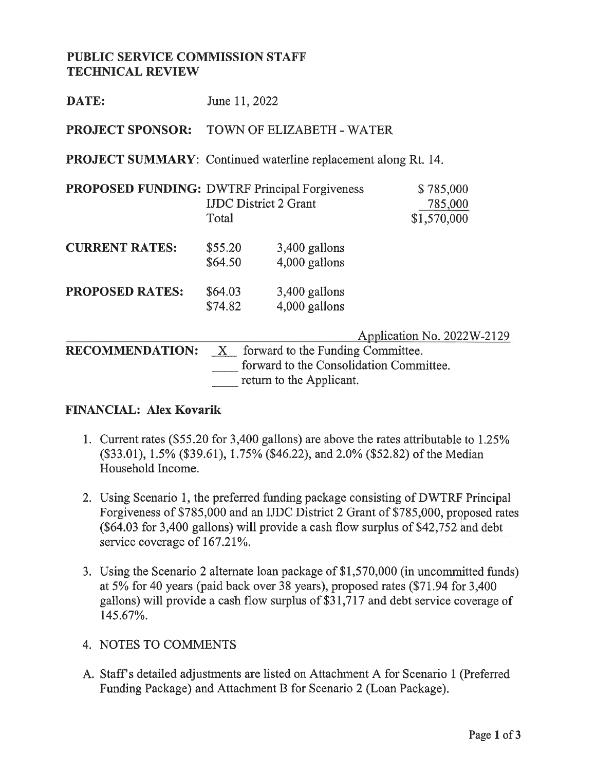**PUBLIC SERVICE COMMISSION STAFF**
**TECHNICAL REVIEW**

**DATE:** June 11, 2022

**PROJECT SPONSOR:** TOWN OF ELIZABETH - WATER

**PROJECT SUMMARY**: Continued waterline replacement along Rt. 14.

| | | |
|---|---|---|
| **PROPOSED FUNDING:** | DWTRF Principal Forgiveness | $ 785,000 |
| | IJDC District 2 Grant | 785,000 |
| | Total | $1,570,000 |

| | | |
|---|---|---|
| **CURRENT RATES:** | $55.20 | 3,400 gallons |
| | $64.50 | 4,000 gallons |
| **PROPOSED RATES:** | $64.03 | 3,400 gallons |
| | $74.82 | 4,000 gallons |

Application No. 2022W-2129

**RECOMMENDATION:**
_X_ forward to the Funding Committee.
____ forward to the Consolidation Committee.
____ return to the Applicant.

**FINANCIAL: Alex Kovarik**

1. Current rates ($55.20 for 3,400 gallons) are above the rates attributable to 1.25% ($33.01), 1.5% ($39.61), 1.75% ($46.22), and 2.0% ($52.82) of the Median Household Income.

2. Using Scenario 1, the preferred funding package consisting of DWTRF Principal Forgiveness of $785,000 and an IJDC District 2 Grant of $785,000, proposed rates ($64.03 for 3,400 gallons) will provide a cash flow surplus of $42,752 and debt service coverage of 167.21%.

3. Using the Scenario 2 alternate loan package of $1,570,000 (in uncommitted funds) at 5% for 40 years (paid back over 38 years), proposed rates ($71.94 for 3,400 gallons) will provide a cash flow surplus of $31,717 and debt service coverage of 145.67%.

4. NOTES TO COMMENTS

A. Staff's detailed adjustments are listed on Attachment A for Scenario 1 (Preferred Funding Package) and Attachment B for Scenario 2 (Loan Package).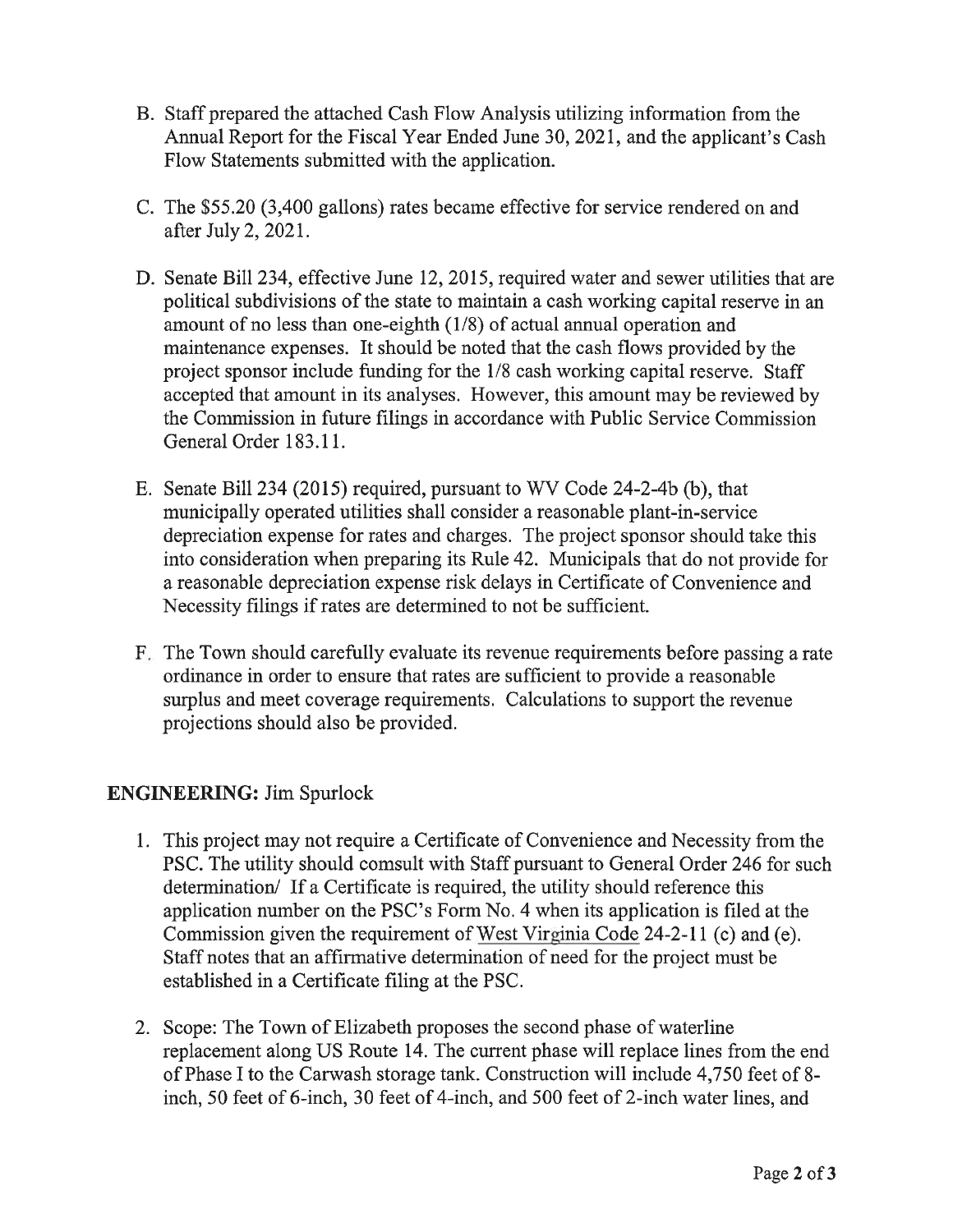B. Staff prepared the attached Cash Flow Analysis utilizing information from the Annual Report for the Fiscal Year Ended June 30, 2021, and the applicant's Cash Flow Statements submitted with the application.

C. The $55.20 (3,400 gallons) rates became effective for service rendered on and after July 2, 2021.

D. Senate Bill 234, effective June 12, 2015, required water and sewer utilities that are political subdivisions of the state to maintain a cash working capital reserve in an amount of no less than one-eighth (1/8) of actual annual operation and maintenance expenses. It should be noted that the cash flows provided by the project sponsor include funding for the 1/8 cash working capital reserve. Staff accepted that amount in its analyses. However, this amount may be reviewed by the Commission in future filings in accordance with Public Service Commission General Order 183.11.

E. Senate Bill 234 (2015) required, pursuant to WV Code 24-2-4b (b), that municipally operated utilities shall consider a reasonable plant-in-service depreciation expense for rates and charges. The project sponsor should take this into consideration when preparing its Rule 42. Municipals that do not provide for a reasonable depreciation expense risk delays in Certificate of Convenience and Necessity filings if rates are determined to not be sufficient.

F. The Town should carefully evaluate its revenue requirements before passing a rate ordinance in order to ensure that rates are sufficient to provide a reasonable surplus and meet coverage requirements. Calculations to support the revenue projections should also be provided.

**ENGINEERING:** Jim Spurlock

1. This project may not require a Certificate of Convenience and Necessity from the PSC. The utility should comsult with Staff pursuant to General Order 246 for such determination/ If a Certificate is required, the utility should reference this application number on the PSC's Form No. 4 when its application is filed at the Commission given the requirement of West Virginia Code 24-2-11 (c) and (e). Staff notes that an affirmative determination of need for the project must be established in a Certificate filing at the PSC.

2. Scope: The Town of Elizabeth proposes the second phase of waterline replacement along US Route 14. The current phase will replace lines from the end of Phase I to the Carwash storage tank. Construction will include 4,750 feet of 8-inch, 50 feet of 6-inch, 30 feet of 4-inch, and 500 feet of 2-inch water lines, and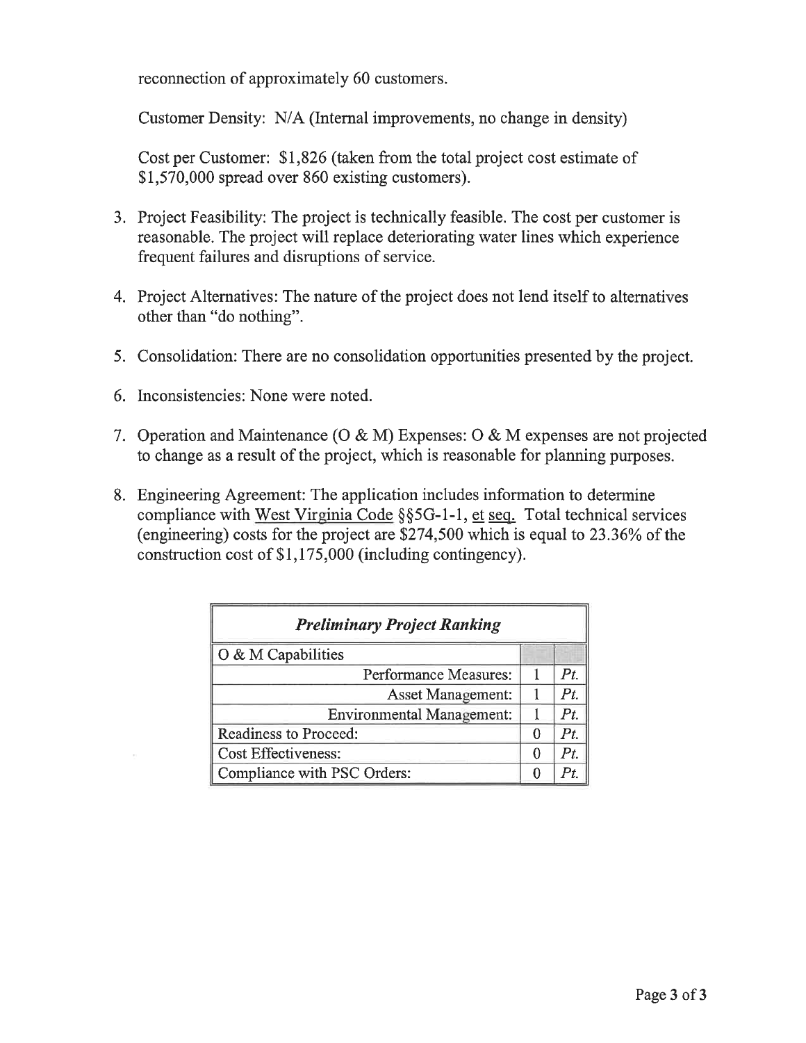reconnection of approximately 60 customers.

Customer Density: N/A (Internal improvements, no change in density)

Cost per Customer: $1,826 (taken from the total project cost estimate of $1,570,000 spread over 860 existing customers).

3. Project Feasibility: The project is technically feasible. The cost per customer is reasonable. The project will replace deteriorating water lines which experience frequent failures and disruptions of service.

4. Project Alternatives: The nature of the project does not lend itself to alternatives other than "do nothing".

5. Consolidation: There are no consolidation opportunities presented by the project.

6. Inconsistencies: None were noted.

7. Operation and Maintenance (O & M) Expenses: O & M expenses are not projected to change as a result of the project, which is reasonable for planning purposes.

8. Engineering Agreement: The application includes information to determine compliance with <u>West Virginia Code</u> §§5G-1-1, <u>et seq.</u> Total technical services (engineering) costs for the project are $274,500 which is equal to 23.36% of the construction cost of $1,175,000 (including contingency).

| *Preliminary Project Ranking* | | |
|---|---|---|
| O & M Capabilities | | |
| Performance Measures: | 1 | *Pt.* |
| Asset Management: | 1 | *Pt.* |
| Environmental Management: | 1 | *Pt.* |
| Readiness to Proceed: | 0 | *Pt.* |
| Cost Effectiveness: | 0 | *Pt.* |
| Compliance with PSC Orders: | 0 | *Pt.* |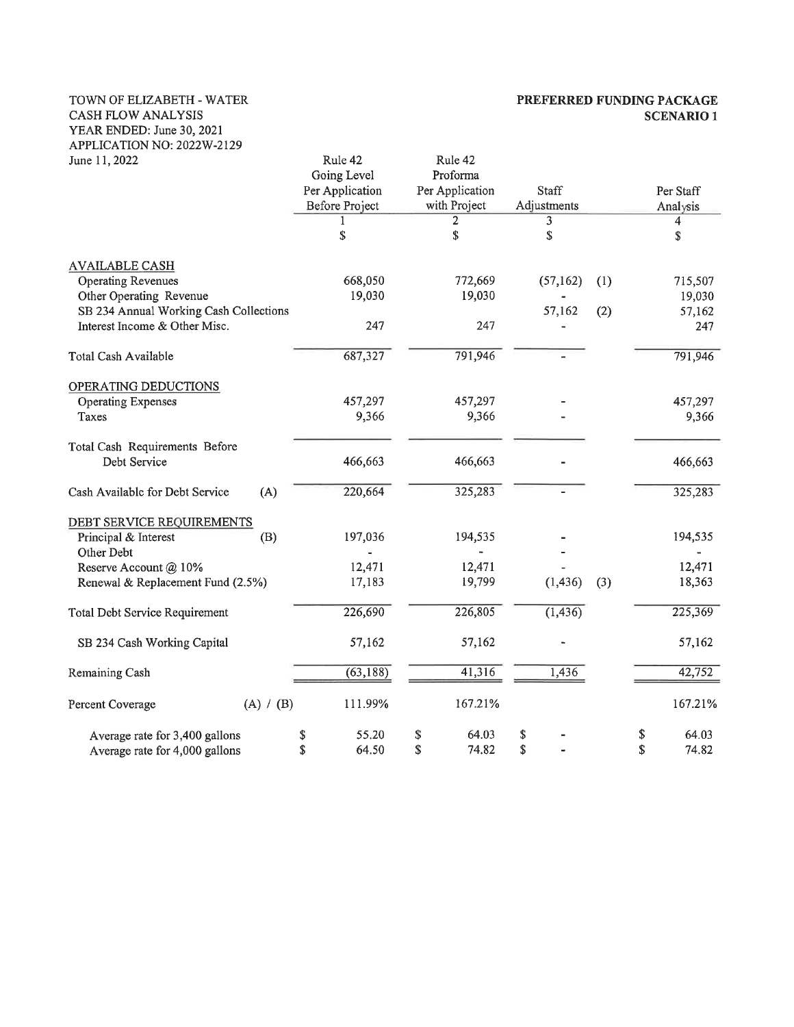TOWN OF ELIZABETH - WATER
CASH FLOW ANALYSIS
YEAR ENDED: June 30, 2021
APPLICATION NO: 2022W-2129
June 11, 2022

**PREFERRED FUNDING PACKAGE**
**SCENARIO 1**

| | | Rule 42 Going Level Per Application Before Project | Rule 42 Proforma Per Application with Project | Staff Adjustments | | Per Staff Analysis |
|---|---|---|---|---|---|---|
| | | 1 | 2 | 3 | | 4 |
| | | $ | $ | $ | | $ |
| **AVAILABLE CASH** | | | | | | |
| Operating Revenues | | 668,050 | 772,669 | (57,162) | (1) | 715,507 |
| Other Operating Revenue | | 19,030 | 19,030 | - | | 19,030 |
| SB 234 Annual Working Cash Collections | | | | 57,162 | (2) | 57,162 |
| Interest Income & Other Misc. | | 247 | 247 | - | | 247 |
| Total Cash Available | | 687,327 | 791,946 | - | | 791,946 |
| **OPERATING DEDUCTIONS** | | | | | | |
| Operating Expenses | | 457,297 | 457,297 | - | | 457,297 |
| Taxes | | 9,366 | 9,366 | - | | 9,366 |
| Total Cash Requirements Before Debt Service | | 466,663 | 466,663 | - | | 466,663 |
| Cash Available for Debt Service | (A) | 220,664 | 325,283 | - | | 325,283 |
| **DEBT SERVICE REQUIREMENTS** | | | | | | |
| Principal & Interest | (B) | 197,036 | 194,535 | - | | 194,535 |
| Other Debt | | - | - | - | | - |
| Reserve Account @ 10% | | 12,471 | 12,471 | - | | 12,471 |
| Renewal & Replacement Fund (2.5%) | | 17,183 | 19,799 | (1,436) | (3) | 18,363 |
| Total Debt Service Requirement | | 226,690 | 226,805 | (1,436) | | 225,369 |
| SB 234 Cash Working Capital | | 57,162 | 57,162 | - | | 57,162 |
| Remaining Cash | | (63,188) | 41,316 | 1,436 | | 42,752 |
| Percent Coverage | (A) / (B) | 111.99% | 167.21% | | | 167.21% |
| Average rate for 3,400 gallons | | $ 55.20 | $ 64.03 | $ - | | $ 64.03 |
| Average rate for 4,000 gallons | | $ 64.50 | $ 74.82 | $ - | | $ 74.82 |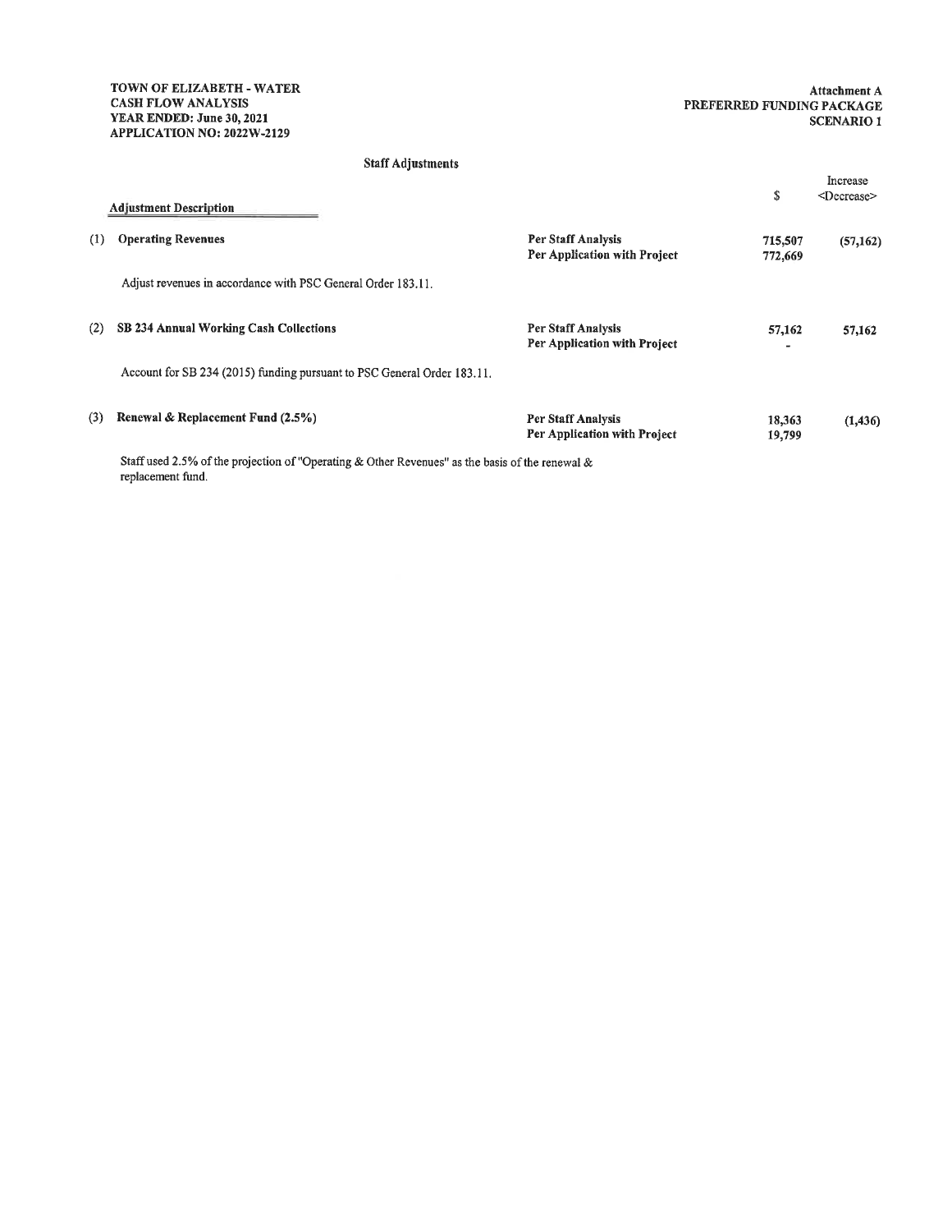**TOWN OF ELIZABETH - WATER**
**CASH FLOW ANALYSIS**
**YEAR ENDED: June 30, 2021**
**APPLICATION NO: 2022W-2129**

**Attachment A**
**PREFERRED FUNDING PACKAGE**
**SCENARIO 1**

**Staff Adjustments**

| | Adjustment Description | | $ | Increase <Decrease> |
|---|---|---|---|---|
| (1) | **Operating Revenues** | **Per Staff Analysis** | **715,507** | **(57,162)** |
| | | **Per Application with Project** | **772,669** | |
| | Adjust revenues in accordance with PSC General Order 183.11. | | | |
| (2) | **SB 234 Annual Working Cash Collections** | **Per Staff Analysis** | **57,162** | **57,162** |
| | | **Per Application with Project** | **-** | |
| | Account for SB 234 (2015) funding pursuant to PSC General Order 183.11. | | | |
| (3) | **Renewal & Replacement Fund (2.5%)** | **Per Staff Analysis** | **18,363** | **(1,436)** |
| | | **Per Application with Project** | **19,799** | |
| | Staff used 2.5% of the projection of "Operating & Other Revenues" as the basis of the renewal & replacement fund. | | | |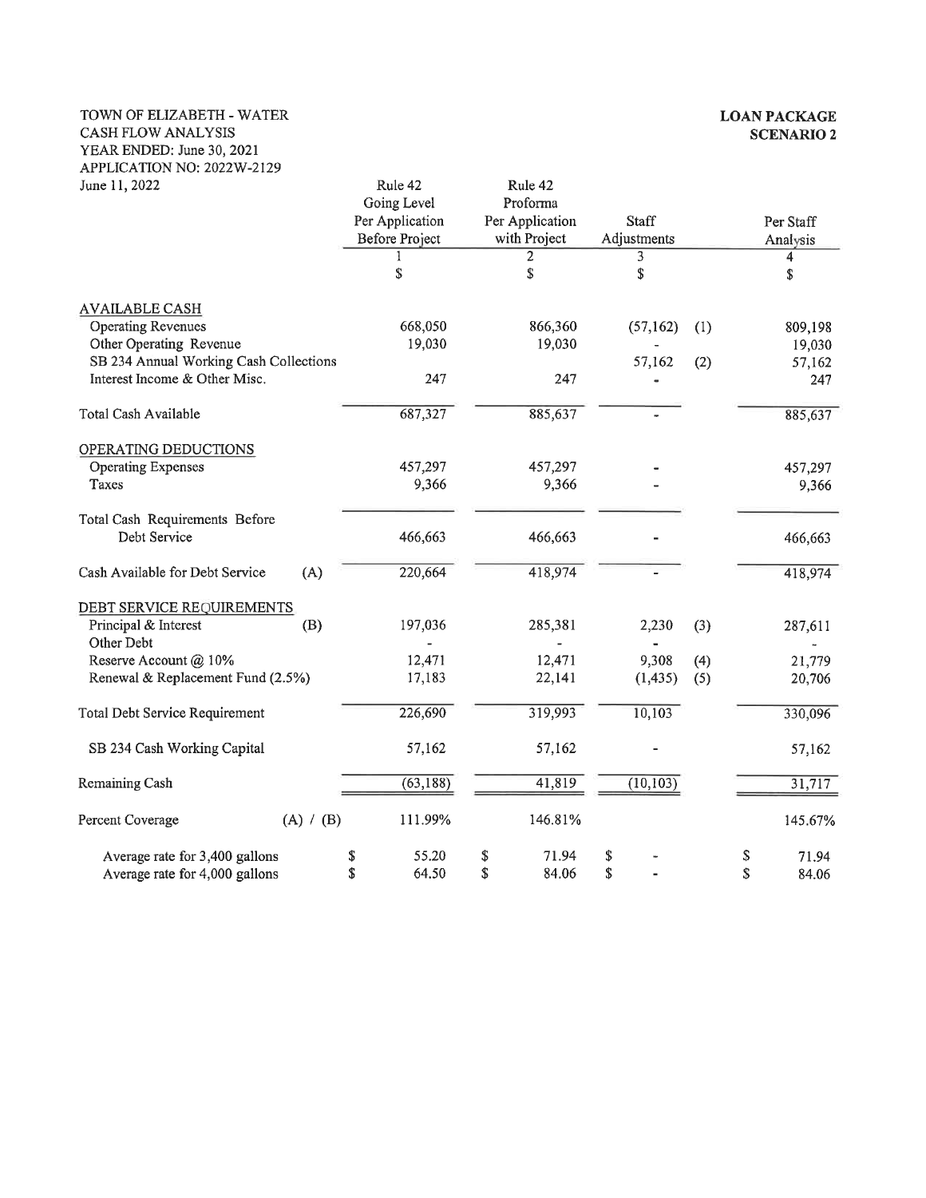TOWN OF ELIZABETH - WATER
CASH FLOW ANALYSIS
YEAR ENDED: June 30, 2021
APPLICATION NO: 2022W-2129
June 11, 2022

**LOAN PACKAGE**
**SCENARIO 2**

| | Rule 42 Going Level Per Application Before Project | Rule 42 Proforma Per Application with Project | Staff Adjustments | | Per Staff Analysis |
|---|---|---|---|---|---|
| | 1 | 2 | 3 | | 4 |
| | $ | $ | $ | | $ |
| AVAILABLE CASH | | | | | |
| Operating Revenues | 668,050 | 866,360 | (57,162) | (1) | 809,198 |
| Other Operating Revenue | 19,030 | 19,030 | - | | 19,030 |
| SB 234 Annual Working Cash Collections | | | 57,162 | (2) | 57,162 |
| Interest Income & Other Misc. | 247 | 247 | - | | 247 |
| Total Cash Available | 687,327 | 885,637 | - | | 885,637 |
| OPERATING DEDUCTIONS | | | | | |
| Operating Expenses | 457,297 | 457,297 | - | | 457,297 |
| Taxes | 9,366 | 9,366 | - | | 9,366 |
| Total Cash Requirements Before Debt Service | 466,663 | 466,663 | - | | 466,663 |
| Cash Available for Debt Service (A) | 220,664 | 418,974 | - | | 418,974 |
| DEBT SERVICE REQUIREMENTS | | | | | |
| Principal & Interest (B) | 197,036 | 285,381 | 2,230 | (3) | 287,611 |
| Other Debt | - | - | - | | - |
| Reserve Account @ 10% | 12,471 | 12,471 | 9,308 | (4) | 21,779 |
| Renewal & Replacement Fund (2.5%) | 17,183 | 22,141 | (1,435) | (5) | 20,706 |
| Total Debt Service Requirement | 226,690 | 319,993 | 10,103 | | 330,096 |
| SB 234 Cash Working Capital | 57,162 | 57,162 | - | | 57,162 |
| Remaining Cash | (63,188) | 41,819 | (10,103) | | 31,717 |
| Percent Coverage (A) / (B) | 111.99% | 146.81% | | | 145.67% |
| Average rate for 3,400 gallons | $ 55.20 | $ 71.94 | $ - | | $ 71.94 |
| Average rate for 4,000 gallons | $ 64.50 | $ 84.06 | $ - | | $ 84.06 |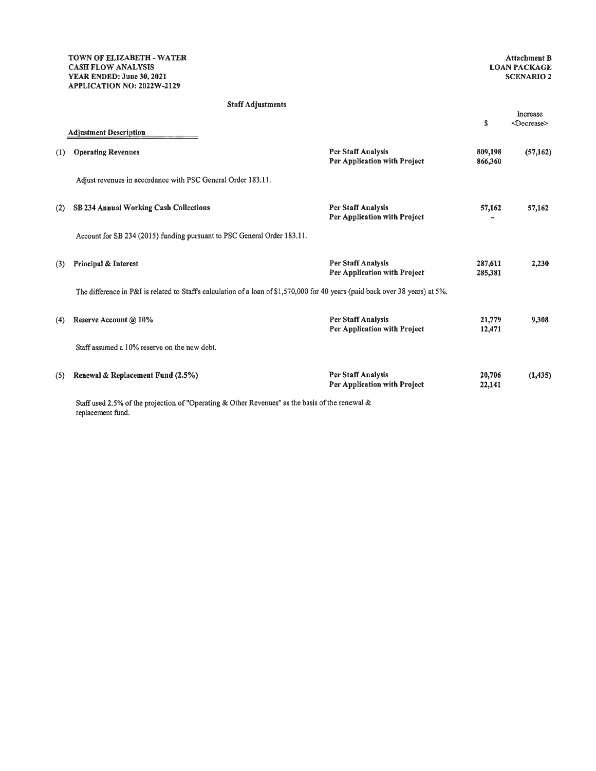**TOWN OF ELIZABETH - WATER**
**CASH FLOW ANALYSIS**
**YEAR ENDED: June 30, 2021**
**APPLICATION NO: 2022W-2129**

**Attachment B**
**LOAN PACKAGE**
**SCENARIO 2**

**Staff Adjustments**

| | Adjustment Description | | $ | Increase <Decrease> |
|---|---|---|---|---|
| (1) | **Operating Revenues** | **Per Staff Analysis** | **809,198** | **(57,162)** |
| | | **Per Application with Project** | **866,360** | |
| | Adjust revenues in accordance with PSC General Order 183.11. | | | |
| (2) | **SB 234 Annual Working Cash Collections** | **Per Staff Analysis** | **57,162** | **57,162** |
| | | **Per Application with Project** | **-** | |
| | Account for SB 234 (2015) funding pursuant to PSC General Order 183.11. | | | |
| (3) | **Principal & Interest** | **Per Staff Analysis** | **287,611** | **2,230** |
| | | **Per Application with Project** | **285,381** | |
| | The difference in P&I is related to Staff's calculation of a loan of $1,570,000 for 40 years (paid back over 38 years) at 5%. | | | |
| (4) | **Reserve Account @ 10%** | **Per Staff Analysis** | **21,779** | **9,308** |
| | | **Per Application with Project** | **12,471** | |
| | Staff assumed a 10% reserve on the new debt. | | | |
| (5) | **Renewal & Replacement Fund (2.5%)** | **Per Staff Analysis** | **20,706** | **(1,435)** |
| | | **Per Application with Project** | **22,141** | |
| | Staff used 2.5% of the projection of "Operating & Other Revenues" as the basis of the renewal & replacement fund. | | | |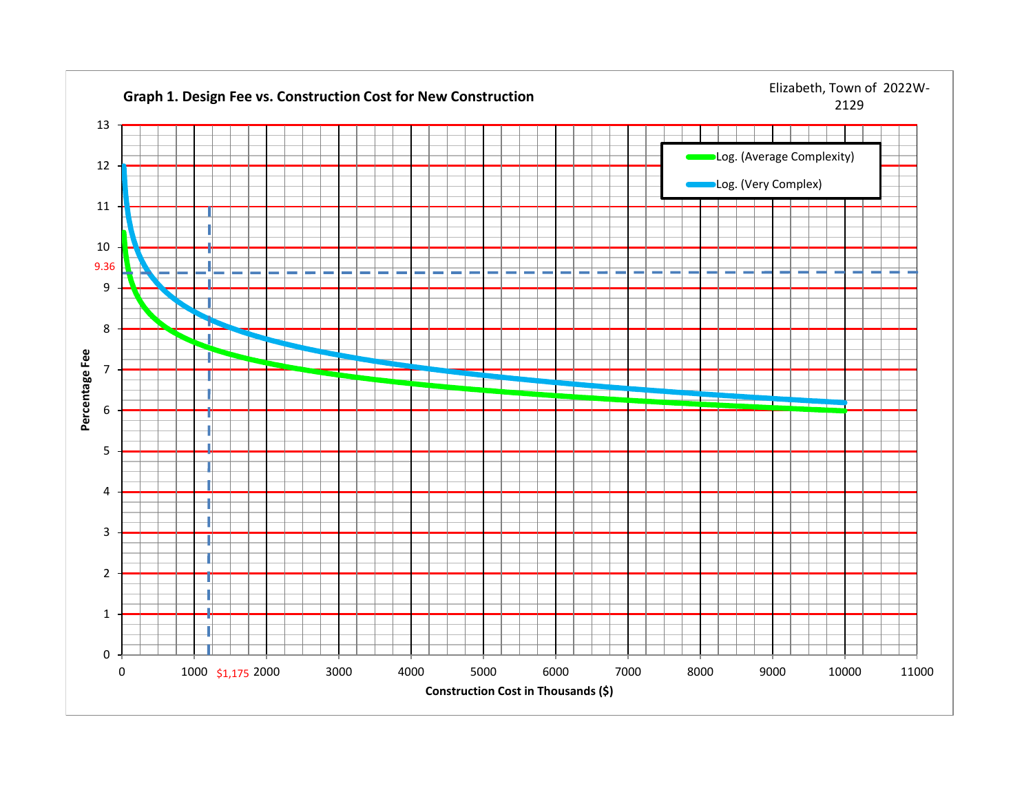Elizabeth, Town of 2022W-2129

**Graph 1. Design Fee vs. Construction Cost for New Construction**

Legend:
- Log. (Average Complexity)
- Log. (Very Complex)

Percentage Fee (y-axis): 0, 1, 2, 3, 4, 5, 6, 7, 8, 9, 9.36, 10, 11, 12, 13

Construction Cost in Thousands ($) (x-axis): 0, 1000, $1,175, 2000, 3000, 4000, 5000, 6000, 7000, 8000, 9000, 10000, 11000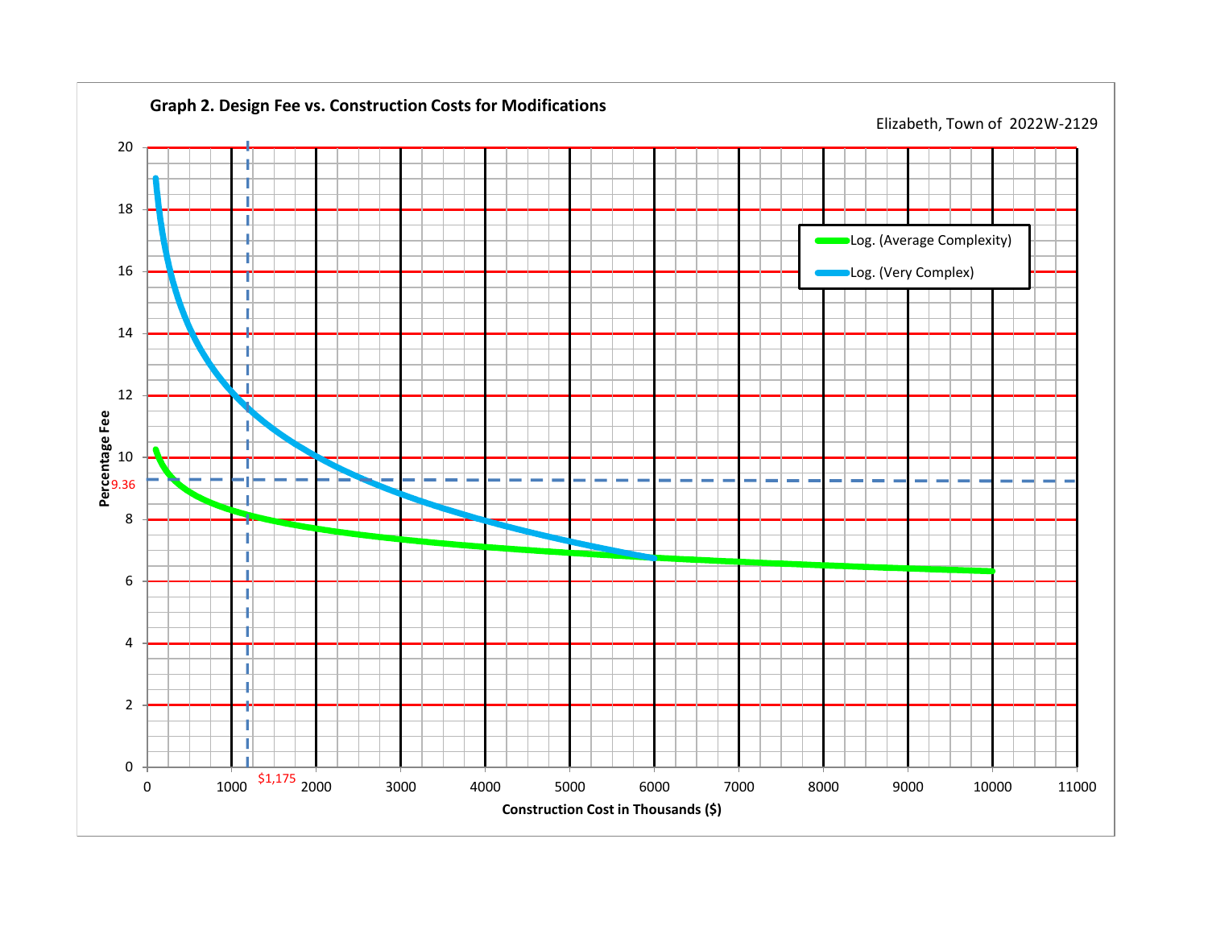**Graph 2. Design Fee vs. Construction Costs for Modifications**

Elizabeth, Town of 2022W-2129

Percentage Fee

Construction Cost in Thousands ($)

Log. (Average Complexity)

Log. (Very Complex)

9.36

$1,175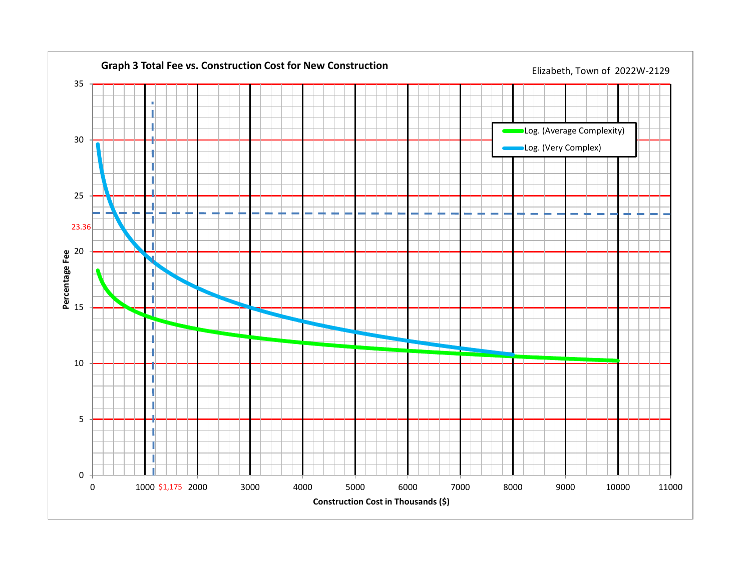**Graph 3 Total Fee vs. Construction Cost for New Construction**

Elizabeth, Town of 2022W-2129

Percentage Fee

Construction Cost in Thousands ($)

Log. (Average Complexity)

Log. (Very Complex)

23.36

$1,175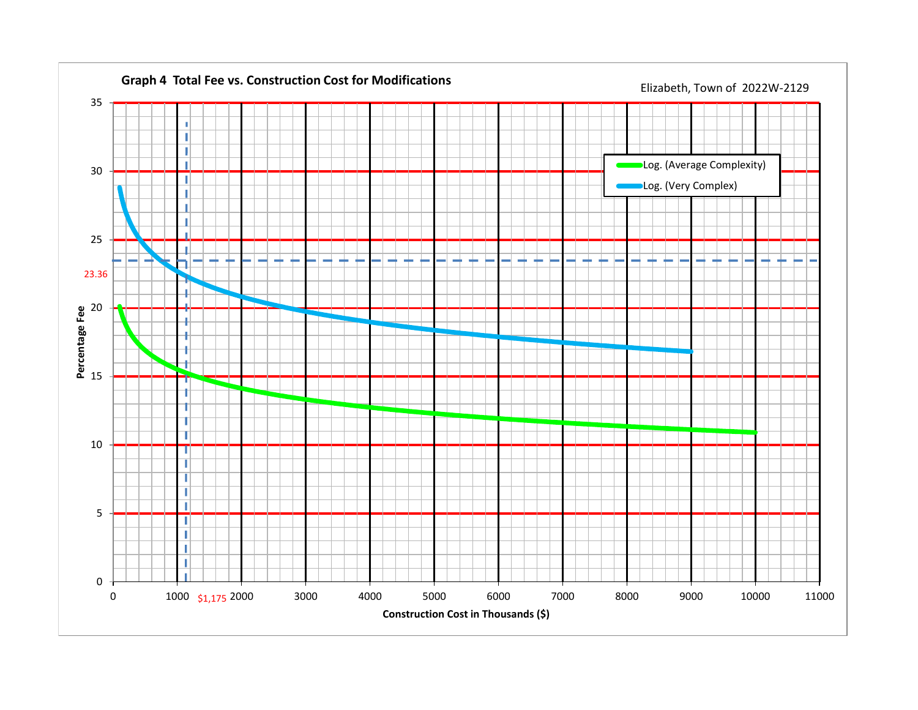**Graph 4 Total Fee vs. Construction Cost for Modifications**

Elizabeth, Town of 2022W-2129

Percentage Fee

Construction Cost in Thousands ($)

Log. (Average Complexity)

Log. (Very Complex)

23.36

$1,175

0 5 10 15 20 25 30 35

0 1000 2000 3000 4000 5000 6000 7000 8000 9000 10000 11000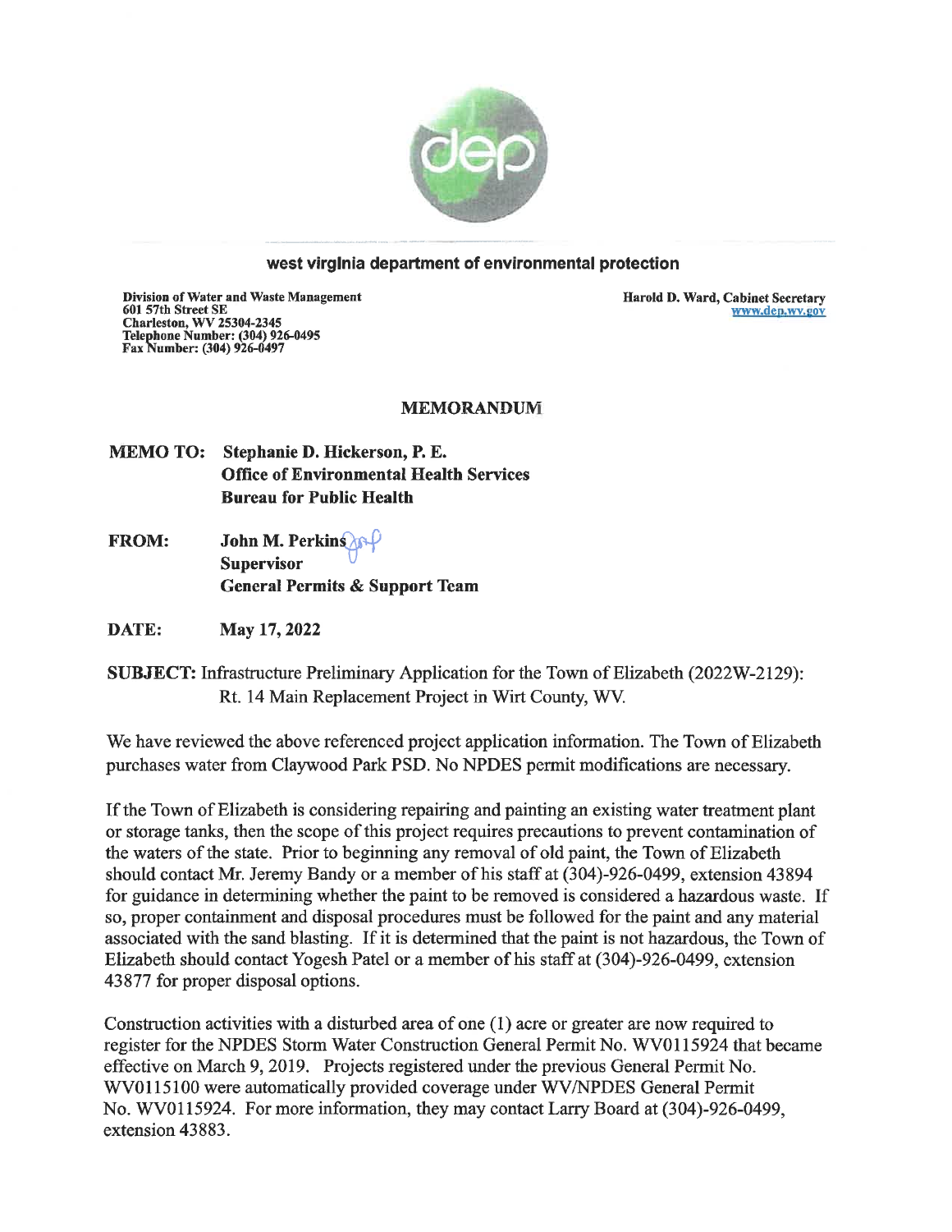**west virginia department of environmental protection**

**Division of Water and Waste Management**
**601 57th Street SE**
**Charleston, WV 25304-2345**
**Telephone Number: (304) 926-0495**
**Fax Number: (304) 926-0497**

**Harold D. Ward, Cabinet Secretary**
**www.dep.wv.gov**

## MEMORANDUM

**MEMO TO:** **Stephanie D. Hickerson, P. E.**
**Office of Environmental Health Services**
**Bureau for Public Health**

**FROM:** **John M. Perkins**
**Supervisor**
**General Permits & Support Team**

**DATE:** **May 17, 2022**

**SUBJECT:** Infrastructure Preliminary Application for the Town of Elizabeth (2022W-2129): Rt. 14 Main Replacement Project in Wirt County, WV.

We have reviewed the above referenced project application information. The Town of Elizabeth purchases water from Claywood Park PSD. No NPDES permit modifications are necessary.

If the Town of Elizabeth is considering repairing and painting an existing water treatment plant or storage tanks, then the scope of this project requires precautions to prevent contamination of the waters of the state. Prior to beginning any removal of old paint, the Town of Elizabeth should contact Mr. Jeremy Bandy or a member of his staff at (304)-926-0499, extension 43894 for guidance in determining whether the paint to be removed is considered a hazardous waste. If so, proper containment and disposal procedures must be followed for the paint and any material associated with the sand blasting. If it is determined that the paint is not hazardous, the Town of Elizabeth should contact Yogesh Patel or a member of his staff at (304)-926-0499, extension 43877 for proper disposal options.

Construction activities with a disturbed area of one (1) acre or greater are now required to register for the NPDES Storm Water Construction General Permit No. WV0115924 that became effective on March 9, 2019. Projects registered under the previous General Permit No. WV0115100 were automatically provided coverage under WV/NPDES General Permit No. WV0115924. For more information, they may contact Larry Board at (304)-926-0499, extension 43883.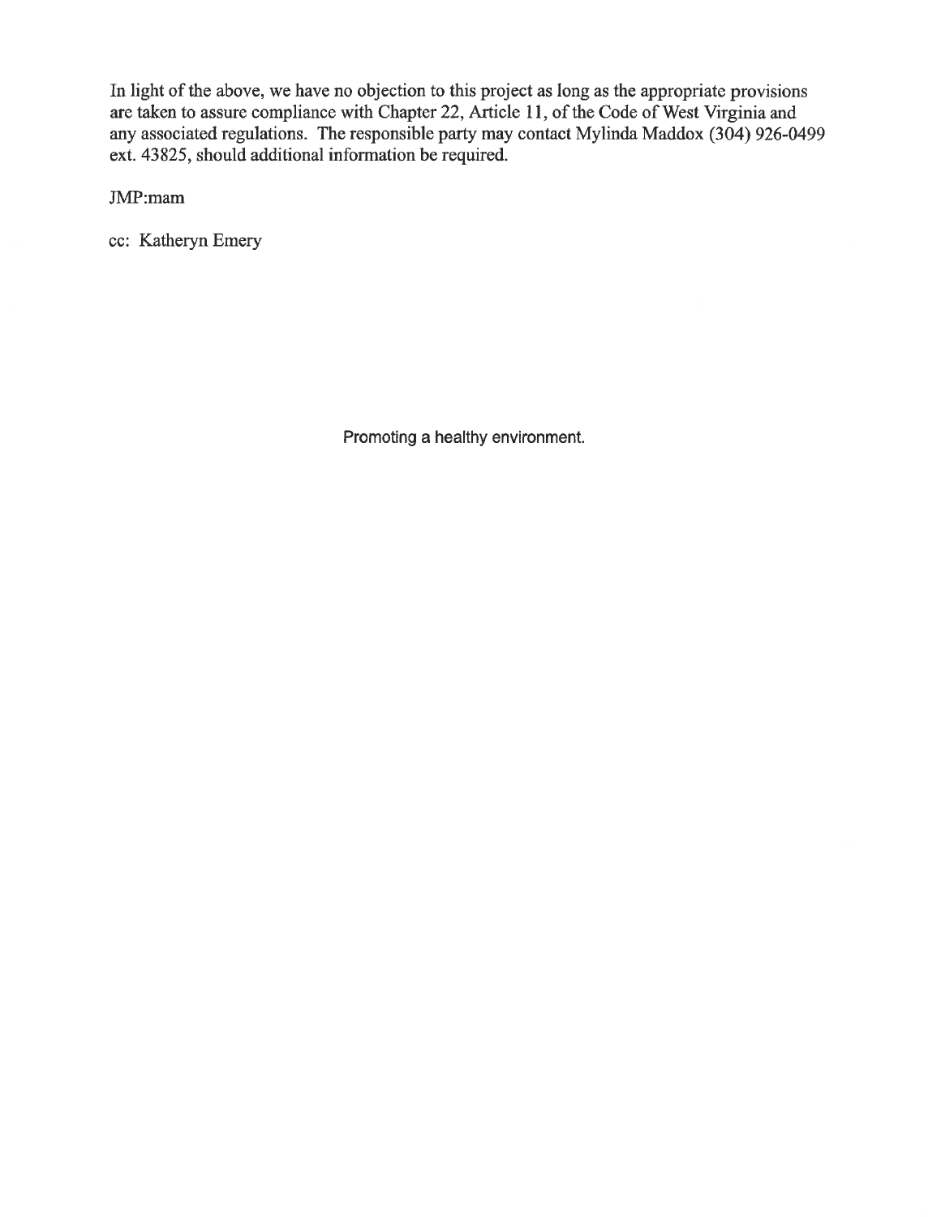In light of the above, we have no objection to this project as long as the appropriate provisions are taken to assure compliance with Chapter 22, Article 11, of the Code of West Virginia and any associated regulations. The responsible party may contact Mylinda Maddox (304) 926-0499 ext. 43825, should additional information be required.

JMP:mam

cc: Katheryn Emery

Promoting a healthy environment.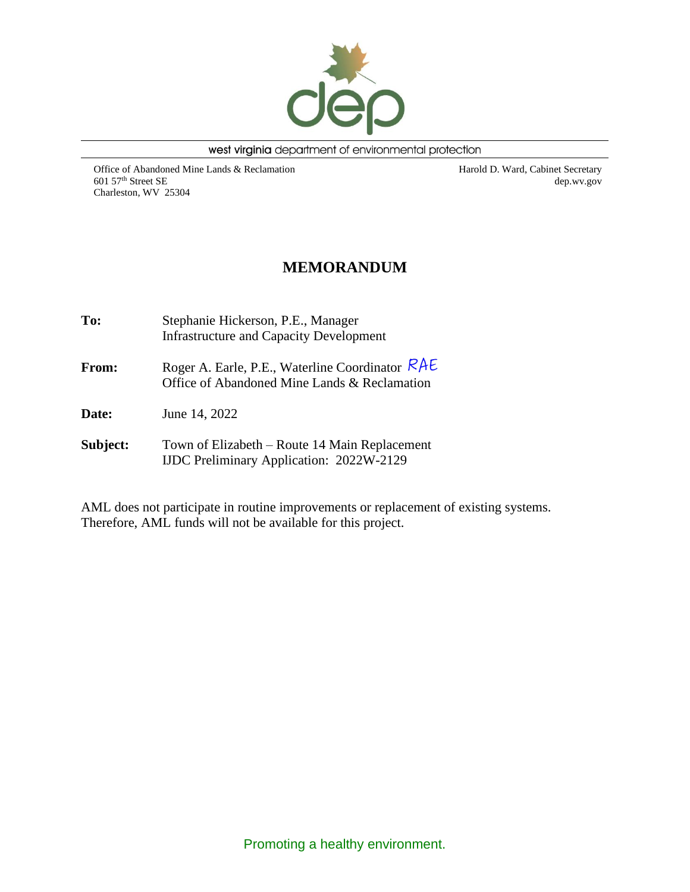west virginia department of environmental protection

Office of Abandoned Mine Lands & Reclamation
601 57th Street SE
Charleston, WV 25304

Harold D. Ward, Cabinet Secretary
dep.wv.gov

# MEMORANDUM

**To:** Stephanie Hickerson, P.E., Manager
Infrastructure and Capacity Development

**From:** Roger A. Earle, P.E., Waterline Coordinator RAE
Office of Abandoned Mine Lands & Reclamation

**Date:** June 14, 2022

**Subject:** Town of Elizabeth – Route 14 Main Replacement
IJDC Preliminary Application: 2022W-2129

AML does not participate in routine improvements or replacement of existing systems. Therefore, AML funds will not be available for this project.

Promoting a healthy environment.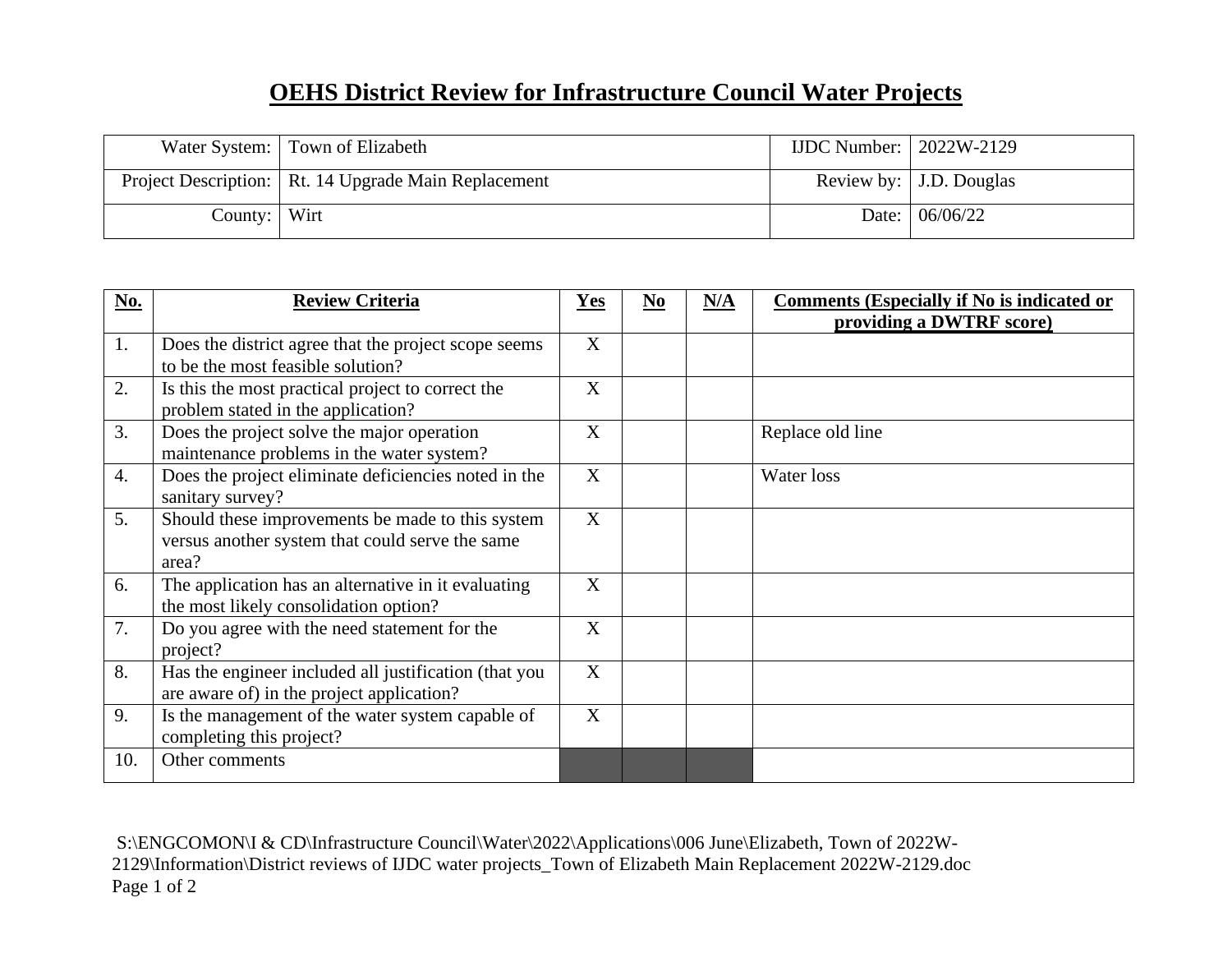# OEHS District Review for Infrastructure Council Water Projects

| | | | |
|---|---|---|---|
| Water System: | Town of Elizabeth | IJDC Number: | 2022W-2129 |
| Project Description: | Rt. 14 Upgrade Main Replacement | Review by: | J.D. Douglas |
| County: | Wirt | Date: | 06/06/22 |

| **No.** | **Review Criteria** | **Yes** | **No** | **N/A** | **Comments (Especially if No is indicated or providing a DWTRF score)** |
|---|---|---|---|---|---|
| 1. | Does the district agree that the project scope seems to be the most feasible solution? | X | | | |
| 2. | Is this the most practical project to correct the problem stated in the application? | X | | | |
| 3. | Does the project solve the major operation maintenance problems in the water system? | X | | | Replace old line |
| 4. | Does the project eliminate deficiencies noted in the sanitary survey? | X | | | Water loss |
| 5. | Should these improvements be made to this system versus another system that could serve the same area? | X | | | |
| 6. | The application has an alternative in it evaluating the most likely consolidation option? | X | | | |
| 7. | Do you agree with the need statement for the project? | X | | | |
| 8. | Has the engineer included all justification (that you are aware of) in the project application? | X | | | |
| 9. | Is the management of the water system capable of completing this project? | X | | | |
| 10. | Other comments | | | | |

S:\ENGCOMON\I & CD\Infrastructure Council\Water\2022\Applications\006 June\Elizabeth, Town of 2022W-2129\Information\District reviews of IJDC water projects_Town of Elizabeth Main Replacement 2022W-2129.doc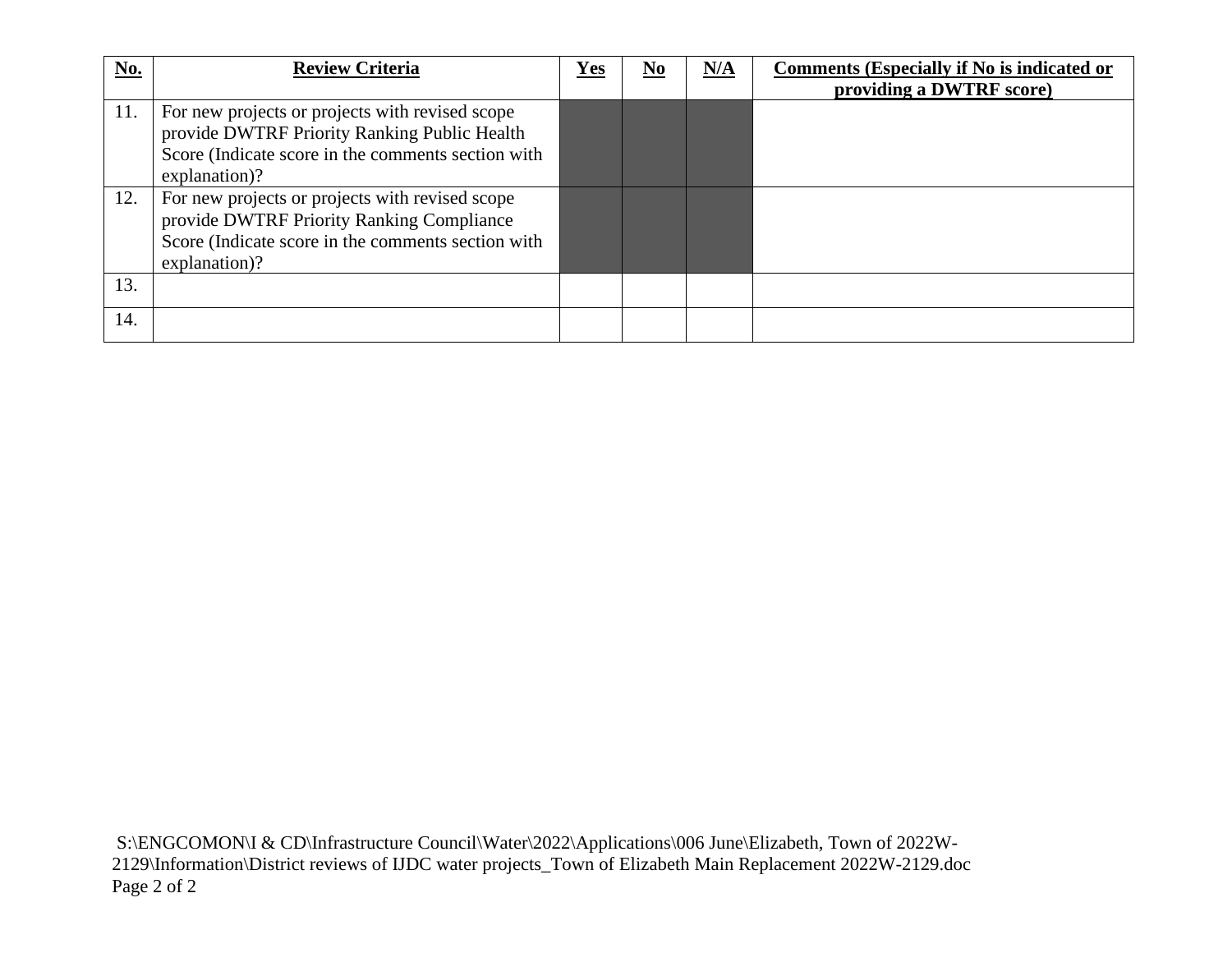| No. | Review Criteria | Yes | No | N/A | Comments (Especially if No is indicated or providing a DWTRF score) |
|---|---|---|---|---|---|
| 11. | For new projects or projects with revised scope provide DWTRF Priority Ranking Public Health Score (Indicate score in the comments section with explanation)? | | | | |
| 12. | For new projects or projects with revised scope provide DWTRF Priority Ranking Compliance Score (Indicate score in the comments section with explanation)? | | | | |
| 13. | | | | | |
| 14. | | | | | |

S:\ENGCOMON\I & CD\Infrastructure Council\Water\2022\Applications\006 June\Elizabeth, Town of 2022W-2129\Information\District reviews of IJDC water projects_Town of Elizabeth Main Replacement 2022W-2129.doc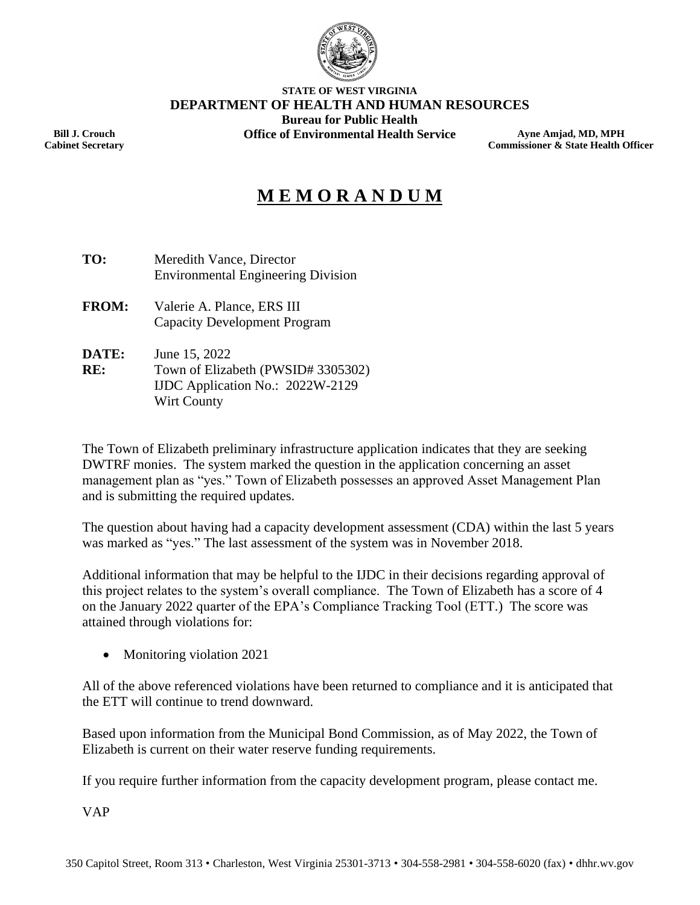**STATE OF WEST VIRGINIA**
**DEPARTMENT OF HEALTH AND HUMAN RESOURCES**
**Bureau for Public Health**
**Office of Environmental Health Service**

**Bill J. Crouch**
**Cabinet Secretary**

**Ayne Amjad, MD, MPH**
**Commissioner & State Health Officer**

# M E M O R A N D U M

**TO:** Meredith Vance, Director
Environmental Engineering Division

**FROM:** Valerie A. Plance, ERS III
Capacity Development Program

**DATE:** June 15, 2022
**RE:** Town of Elizabeth (PWSID# 3305302)
IJDC Application No.: 2022W-2129
Wirt County

The Town of Elizabeth preliminary infrastructure application indicates that they are seeking DWTRF monies. The system marked the question in the application concerning an asset management plan as "yes." Town of Elizabeth possesses an approved Asset Management Plan and is submitting the required updates.

The question about having had a capacity development assessment (CDA) within the last 5 years was marked as "yes." The last assessment of the system was in November 2018.

Additional information that may be helpful to the IJDC in their decisions regarding approval of this project relates to the system's overall compliance. The Town of Elizabeth has a score of 4 on the January 2022 quarter of the EPA's Compliance Tracking Tool (ETT.) The score was attained through violations for:

- Monitoring violation 2021

All of the above referenced violations have been returned to compliance and it is anticipated that the ETT will continue to trend downward.

Based upon information from the Municipal Bond Commission, as of May 2022, the Town of Elizabeth is current on their water reserve funding requirements.

If you require further information from the capacity development program, please contact me.

VAP

350 Capitol Street, Room 313 • Charleston, West Virginia 25301-3713 • 304-558-2981 • 304-558-6020 (fax) • dhhr.wv.gov